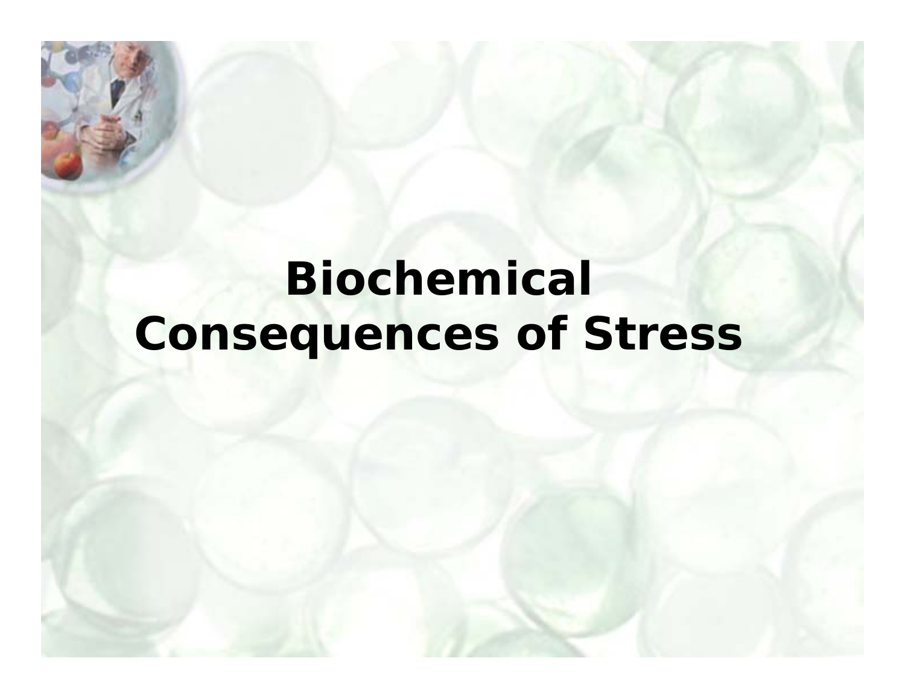# Biochemical Consequences of Stress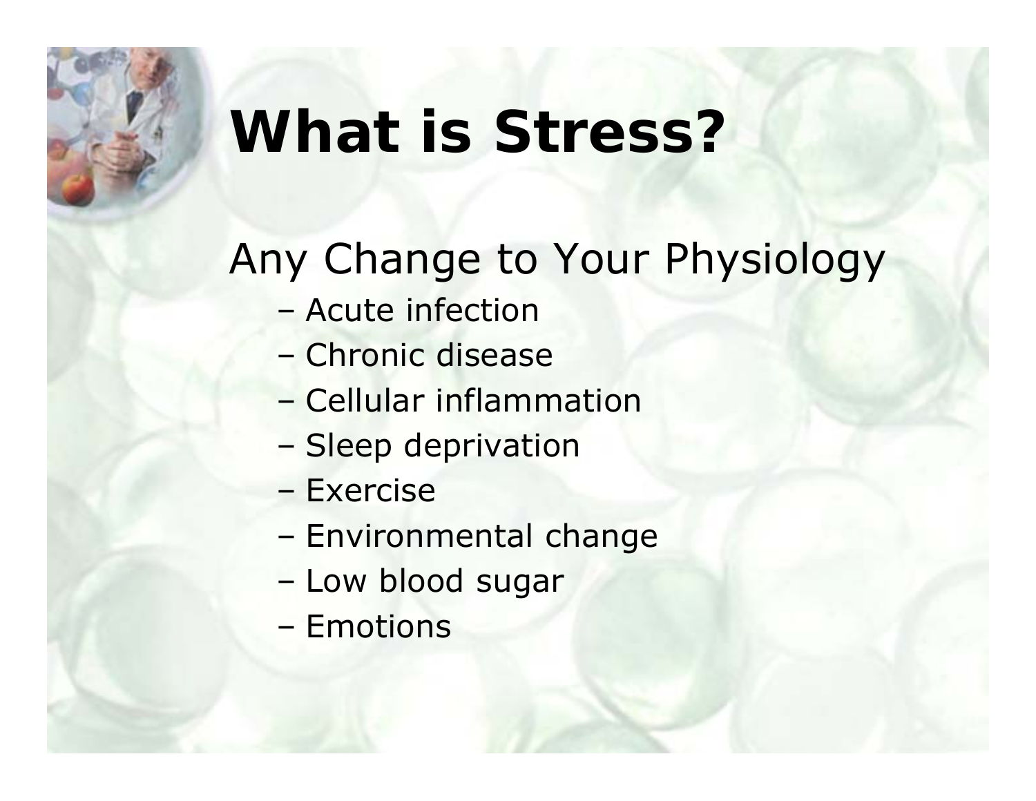# What is Stress?

Any Change to Your Physiology

- Acute infection
- Chronic disease
- Cellular inflammation
- Sleep deprivation
- Exercise
- Environmental change
- Low blood sugar
- Emotions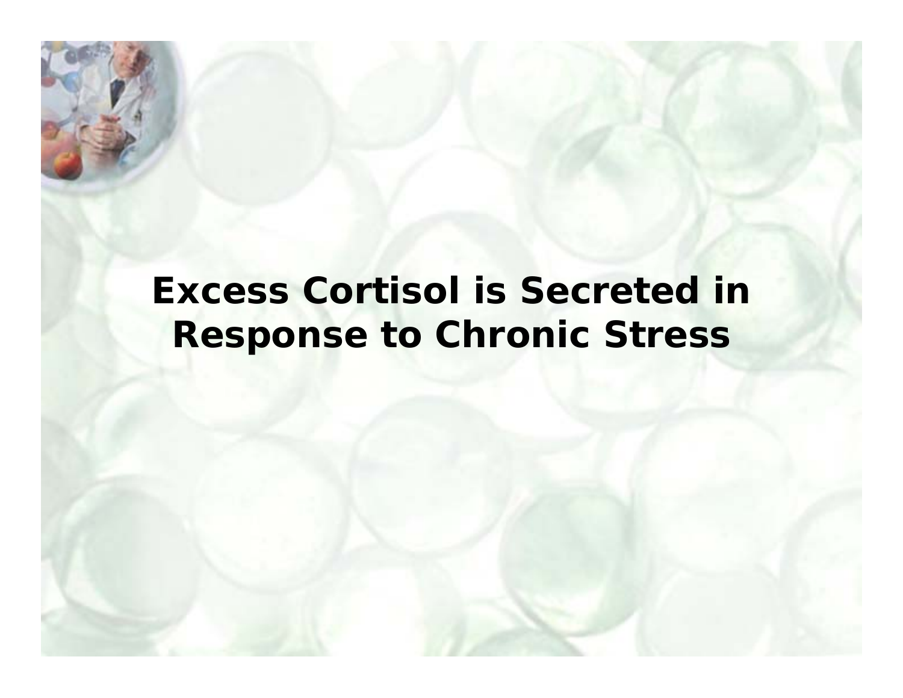# Excess Cortisol is Secreted in Response to Chronic Stress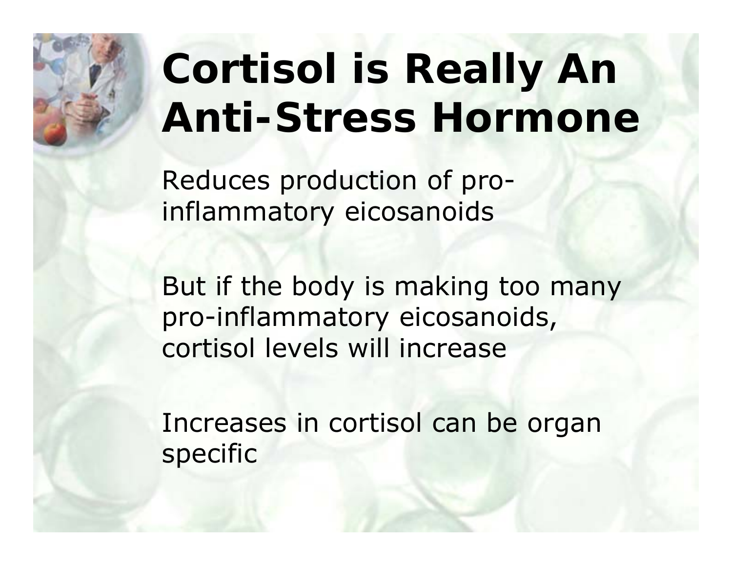# Cortisol is Really An Anti-Stress Hormone

Reduces production of pro-inflammatory eicosanoids

But if the body is making too many pro-inflammatory eicosanoids, cortisol levels will increase

Increases in cortisol can be organ specific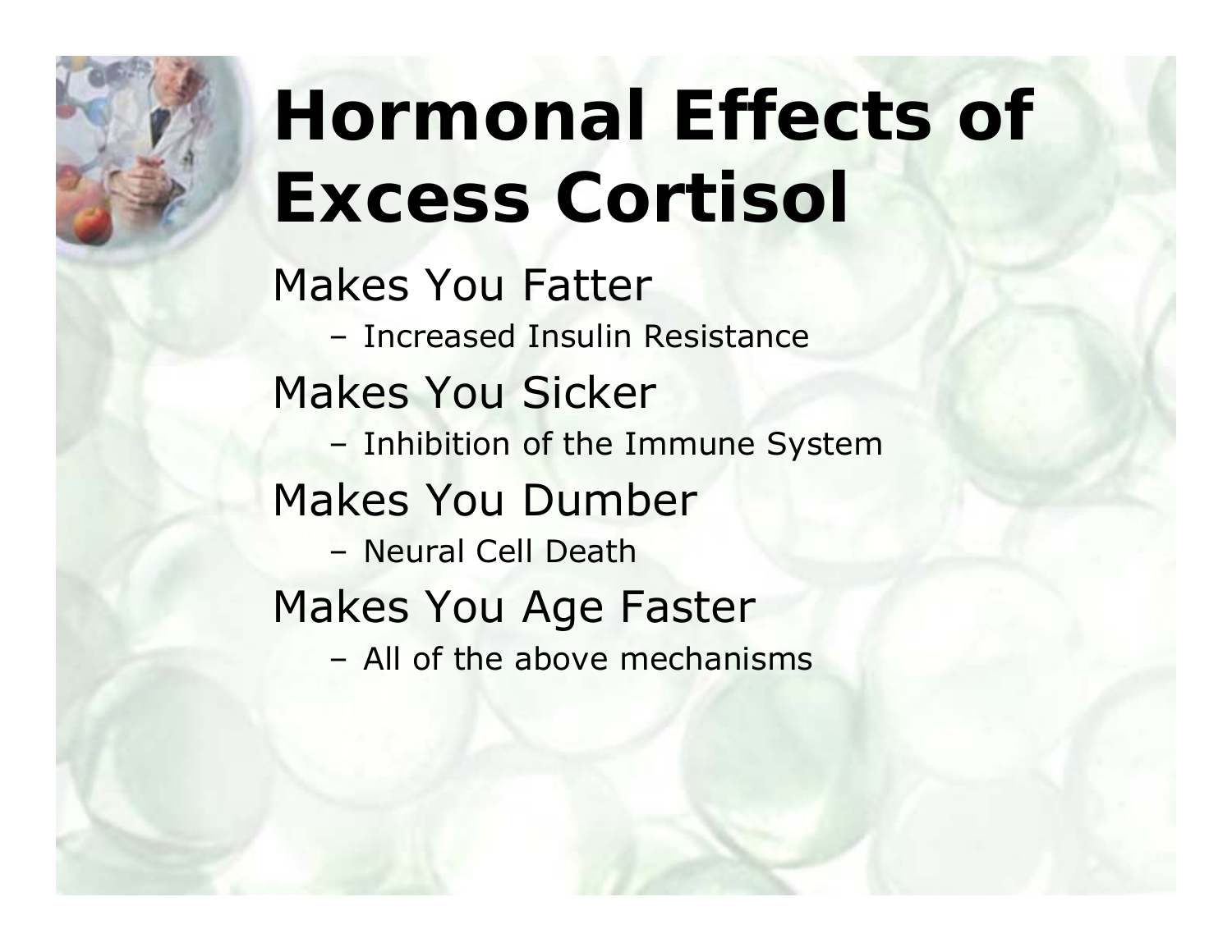# Hormonal Effects of Excess Cortisol

Makes You Fatter

- Increased Insulin Resistance

Makes You Sicker

- Inhibition of the Immune System

Makes You Dumber

- Neural Cell Death

Makes You Age Faster

- All of the above mechanisms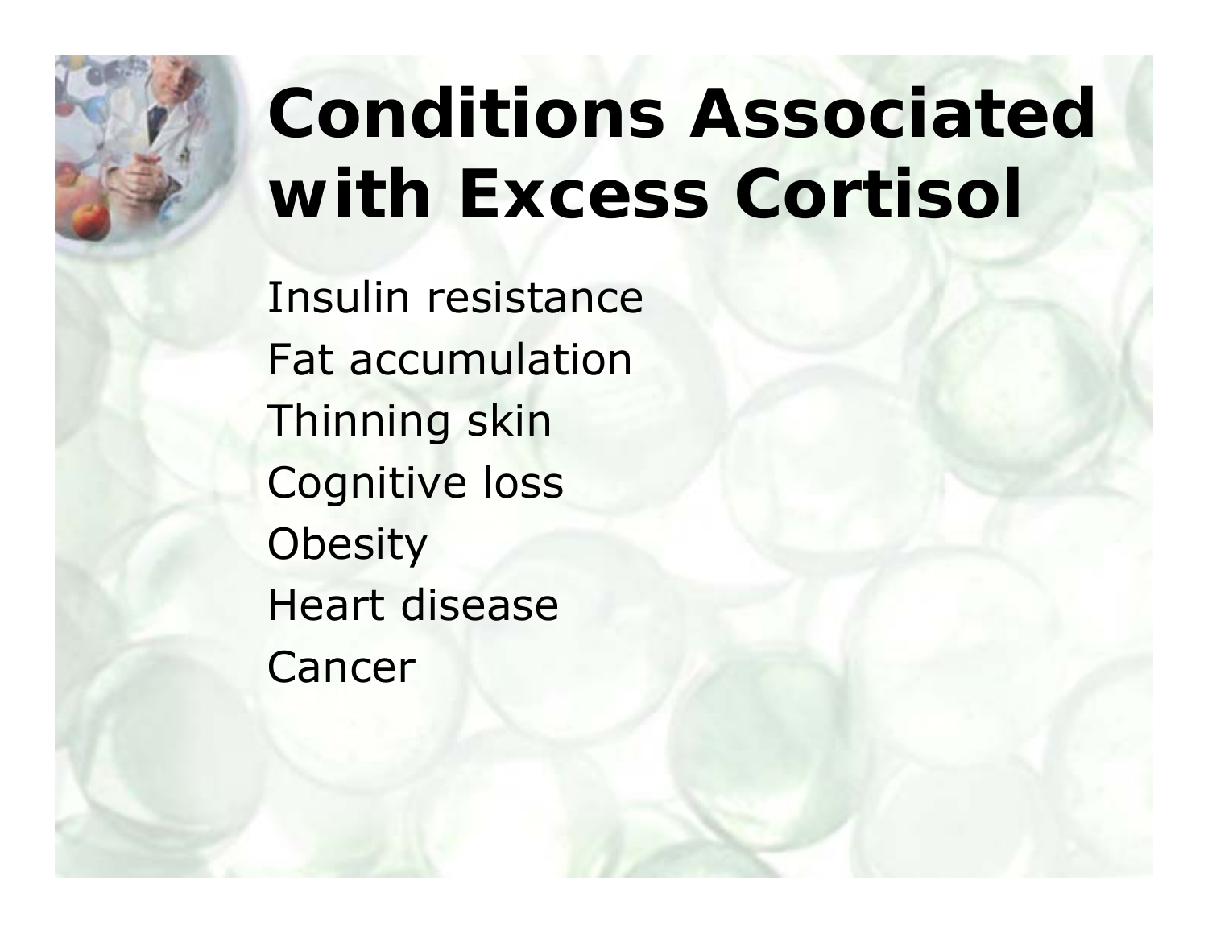# Conditions Associated with Excess Cortisol

Insulin resistance
Fat accumulation
Thinning skin
Cognitive loss
Obesity
Heart disease
Cancer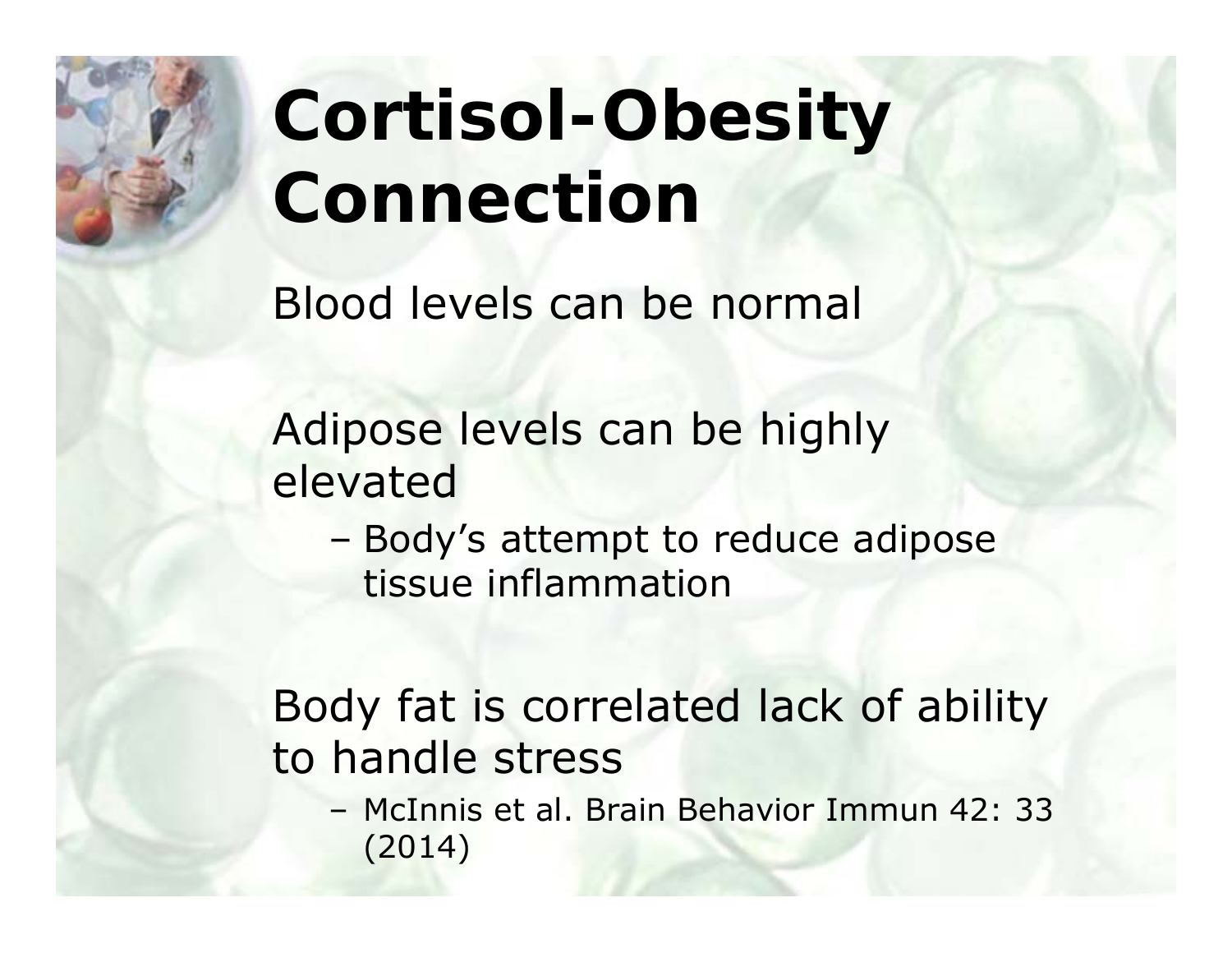# Cortisol-Obesity Connection

Blood levels can be normal

Adipose levels can be highly elevated

- Body's attempt to reduce adipose tissue inflammation

Body fat is correlated lack of ability to handle stress

- McInnis et al. Brain Behavior Immun 42: 33 (2014)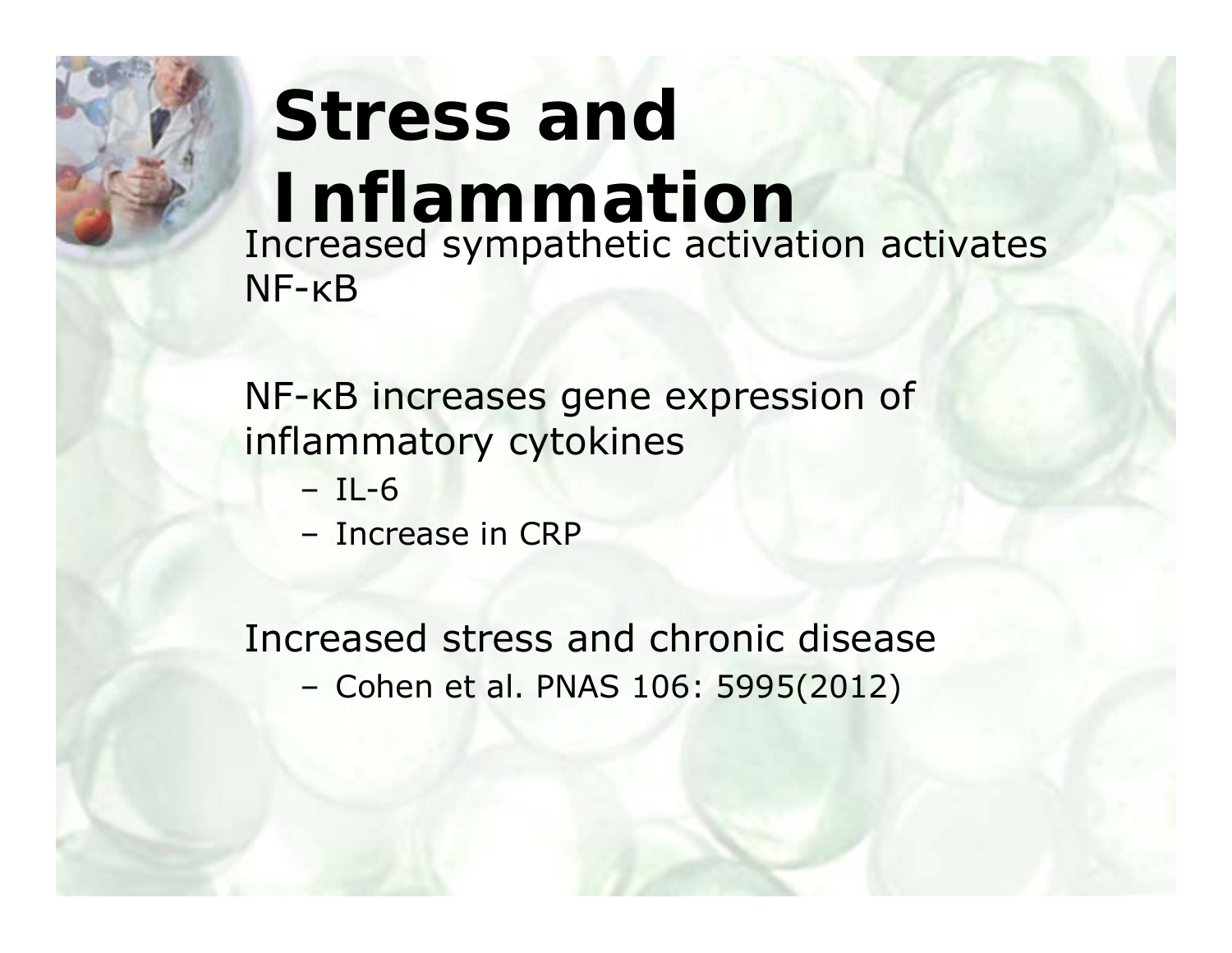# Stress and Inflammation

Increased sympathetic activation activates NF-κB

NF-κB increases gene expression of inflammatory cytokines

- IL-6
- Increase in CRP

Increased stress and chronic disease

- Cohen et al. PNAS 106: 5995(2012)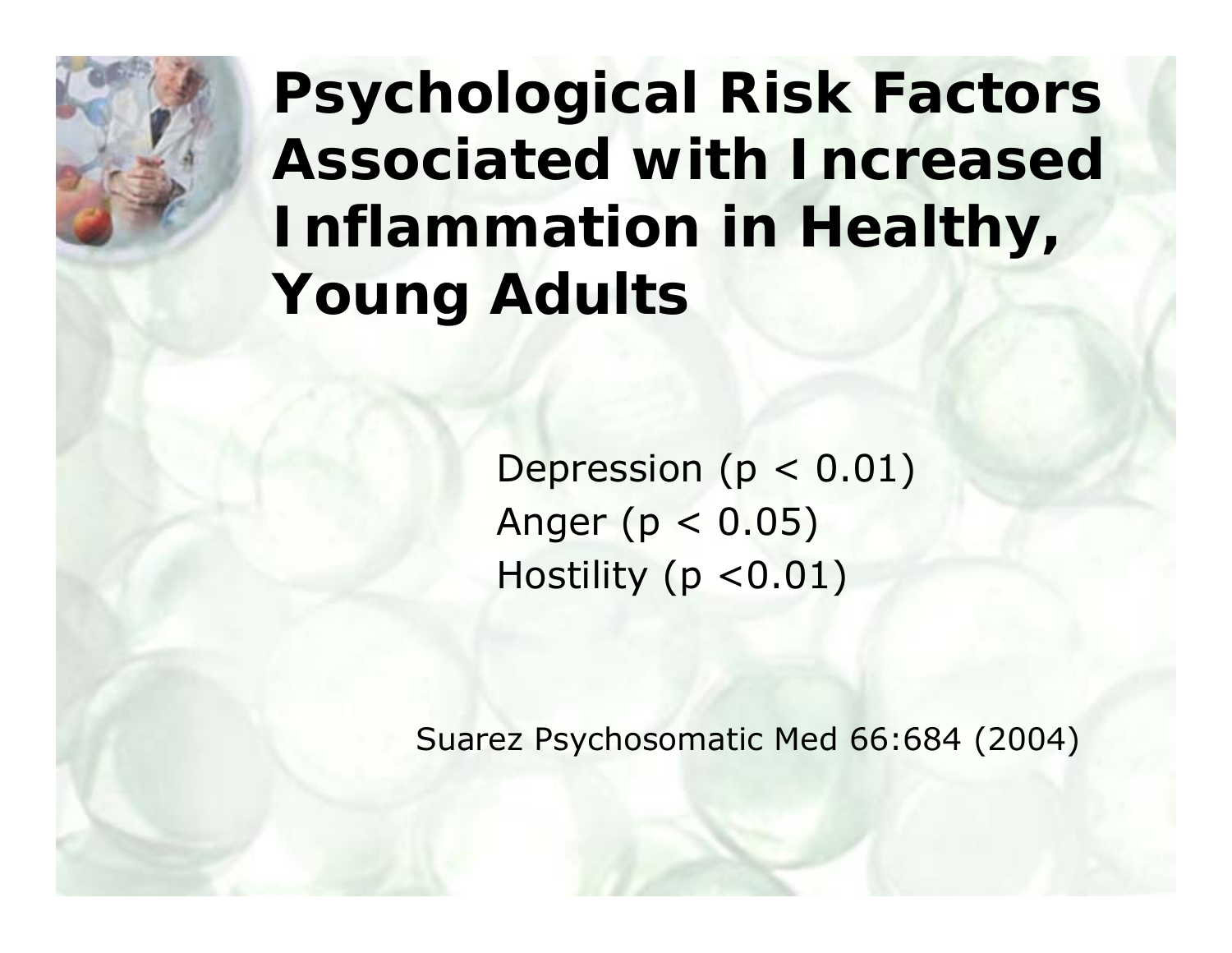# Psychological Risk Factors Associated with Increased Inflammation in Healthy, Young Adults

Depression ($p < 0.01$)
Anger ($p < 0.05$)
Hostility ($p < 0.01$)

Suarez Psychosomatic Med 66:684 (2004)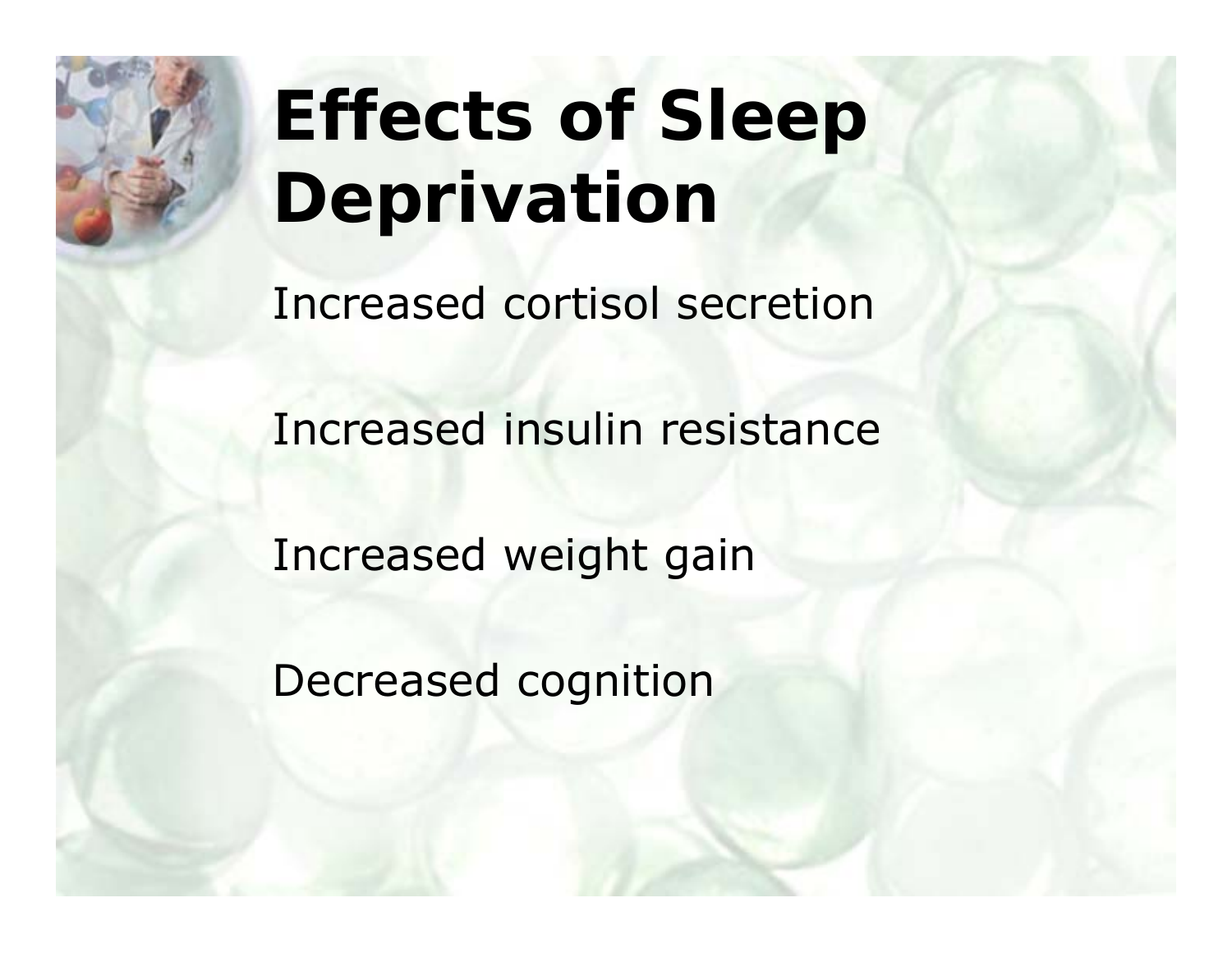# Effects of Sleep Deprivation

Increased cortisol secretion

Increased insulin resistance

Increased weight gain

Decreased cognition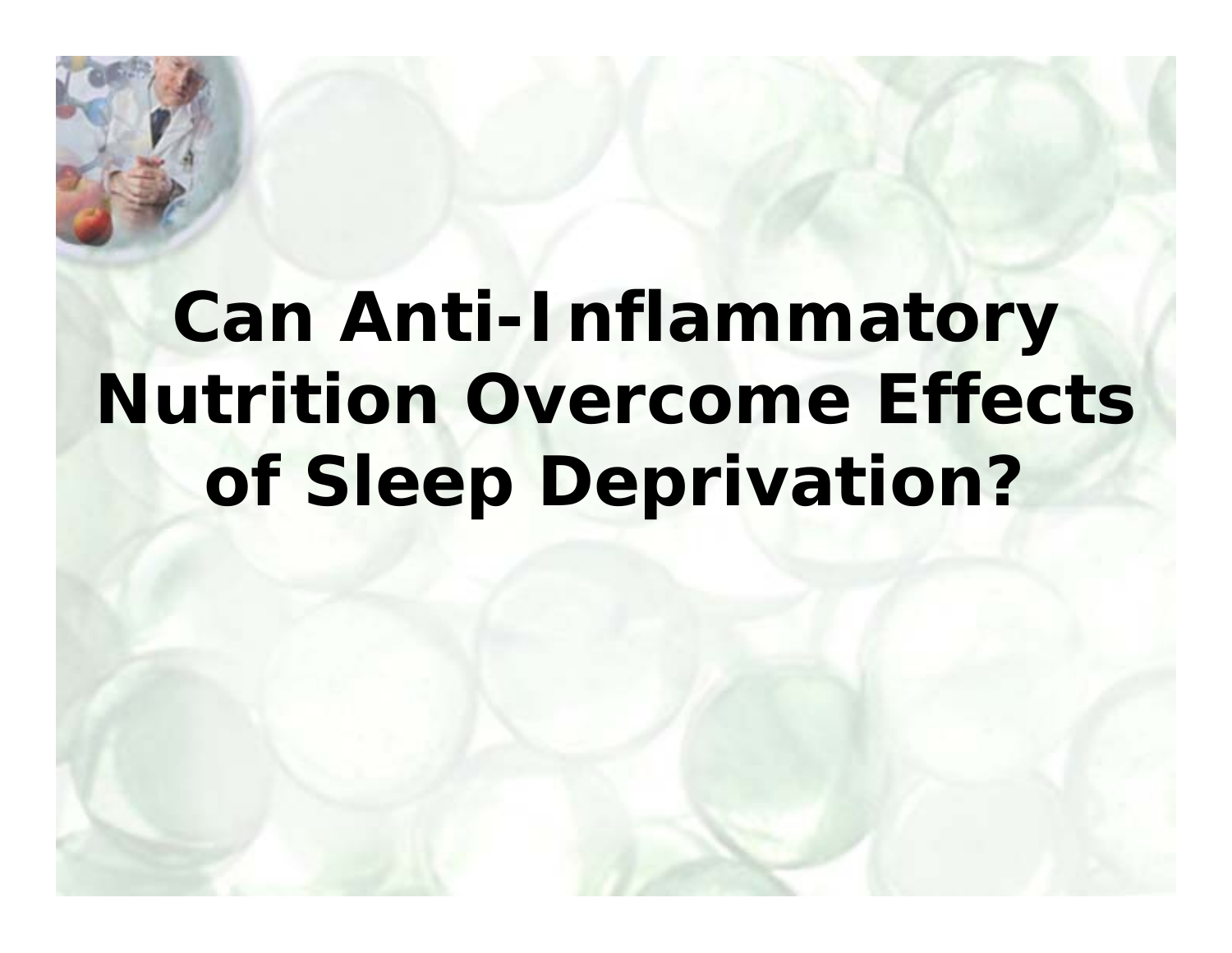# Can Anti-Inflammatory Nutrition Overcome Effects of Sleep Deprivation?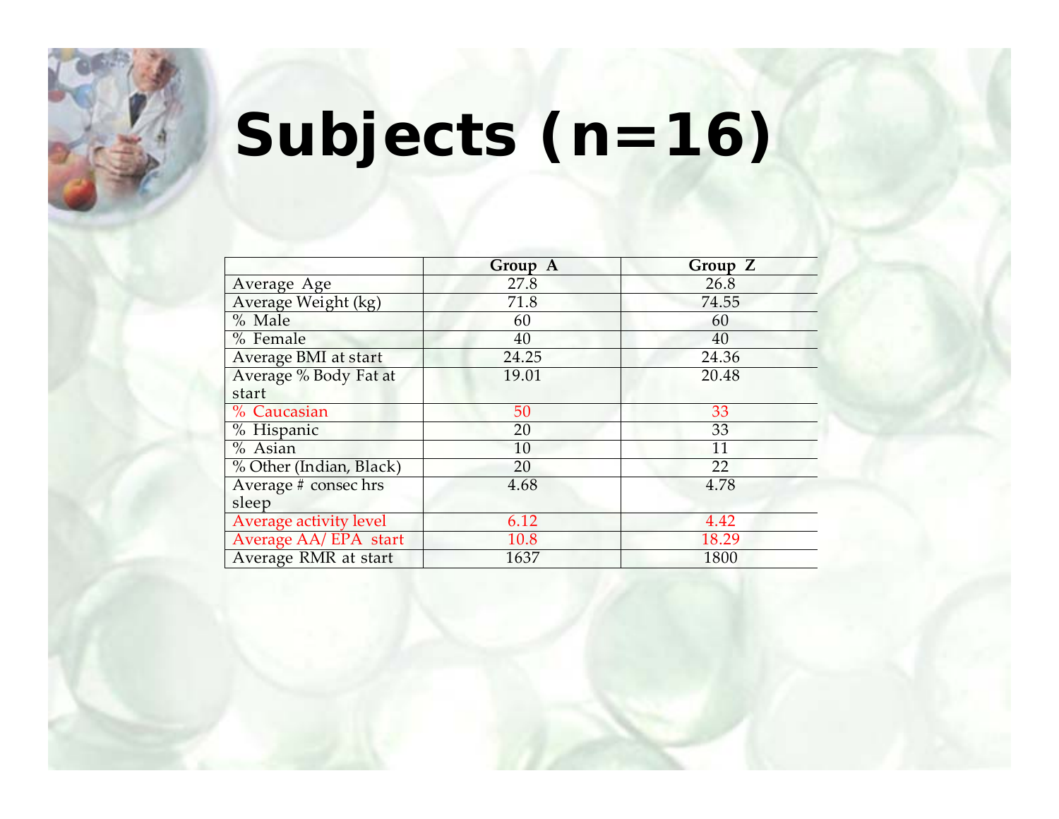# Subjects (n=16)

| | Group A | Group Z |
|---|---|---|
| Average Age | 27.8 | 26.8 |
| Average Weight (kg) | 71.8 | 74.55 |
| % Male | 60 | 60 |
| % Female | 40 | 40 |
| Average BMI at start | 24.25 | 24.36 |
| Average % Body Fat at start | 19.01 | 20.48 |
| % Caucasian | 50 | 33 |
| % Hispanic | 20 | 33 |
| % Asian | 10 | 11 |
| % Other (Indian, Black) | 20 | 22 |
| Average # consec hrs sleep | 4.68 | 4.78 |
| Average activity level | 6.12 | 4.42 |
| Average AA/ EPA start | 10.8 | 18.29 |
| Average RMR at start | 1637 | 1800 |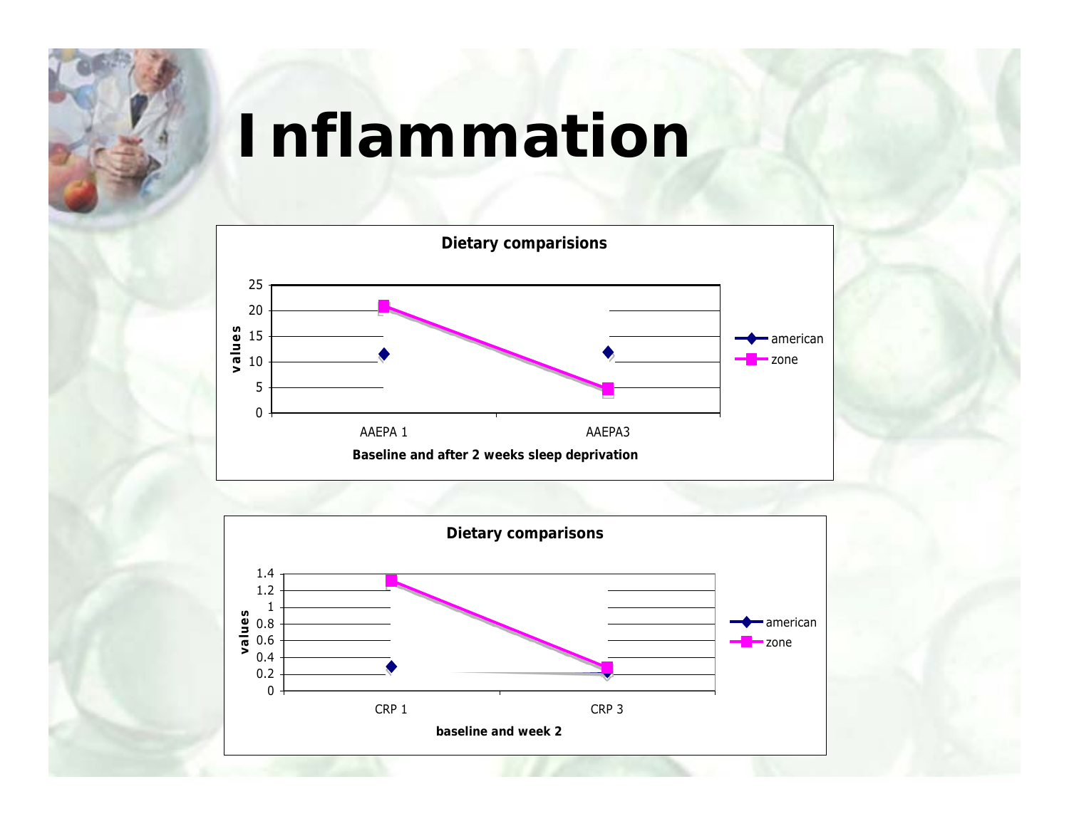# Inflammation

**Dietary comparisions**

values

25
20
15
10
5
0

AAEPA 1 AAEPA3

**Baseline and after 2 weeks sleep deprivation**

american
zone

**Dietary comparisons**

values

1.4
1.2
1
0.8
0.6
0.4
0.2
0

CRP 1 CRP 3

**baseline and week 2**

american
zone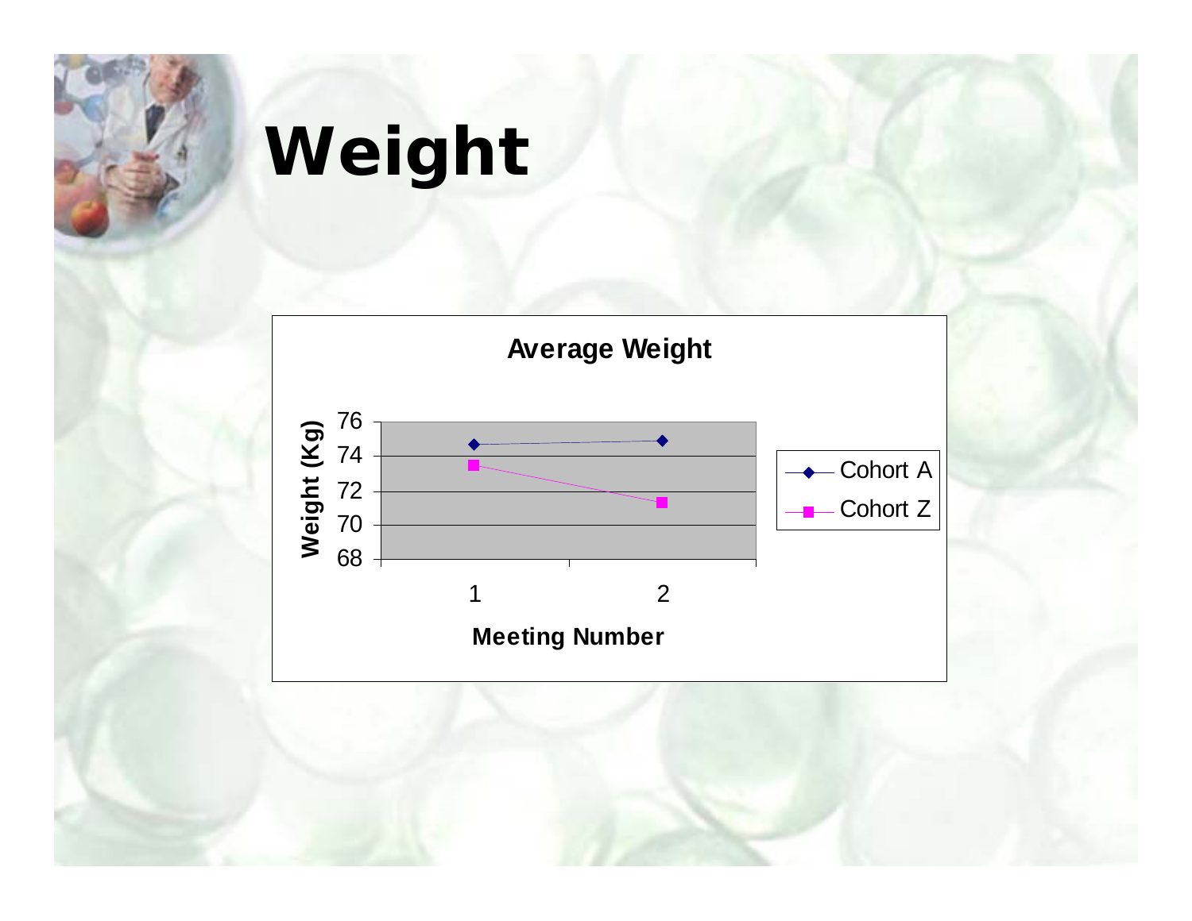# Weight

**Average Weight**

Weight (Kg)

76
74
72
70
68

1 2

Meeting Number

Cohort A
Cohort Z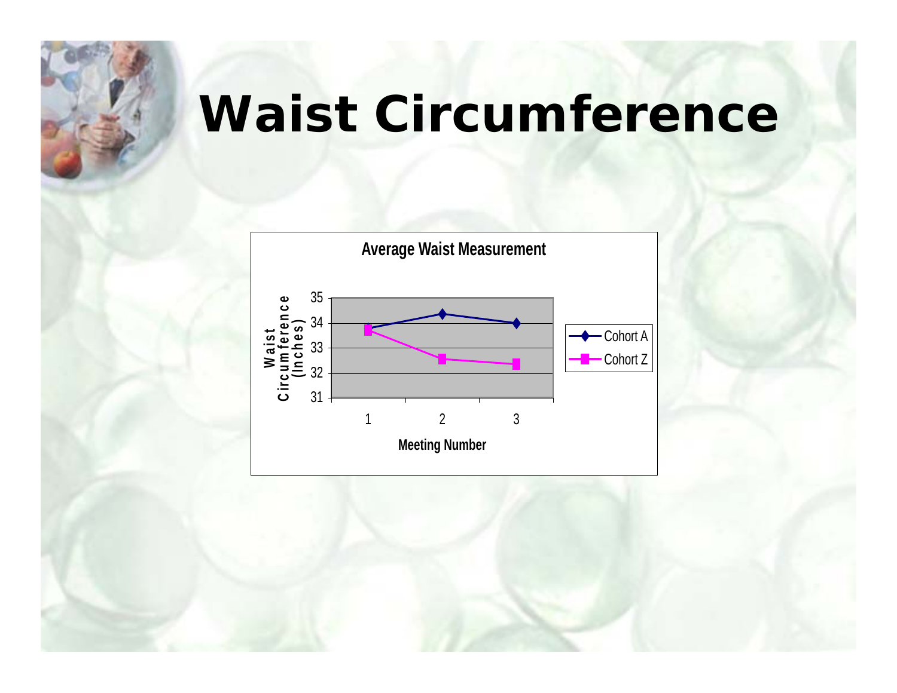# Waist Circumference

**Average Waist Measurement**

Waist Circumference (Inches)

Meeting Number

Cohort A

Cohort Z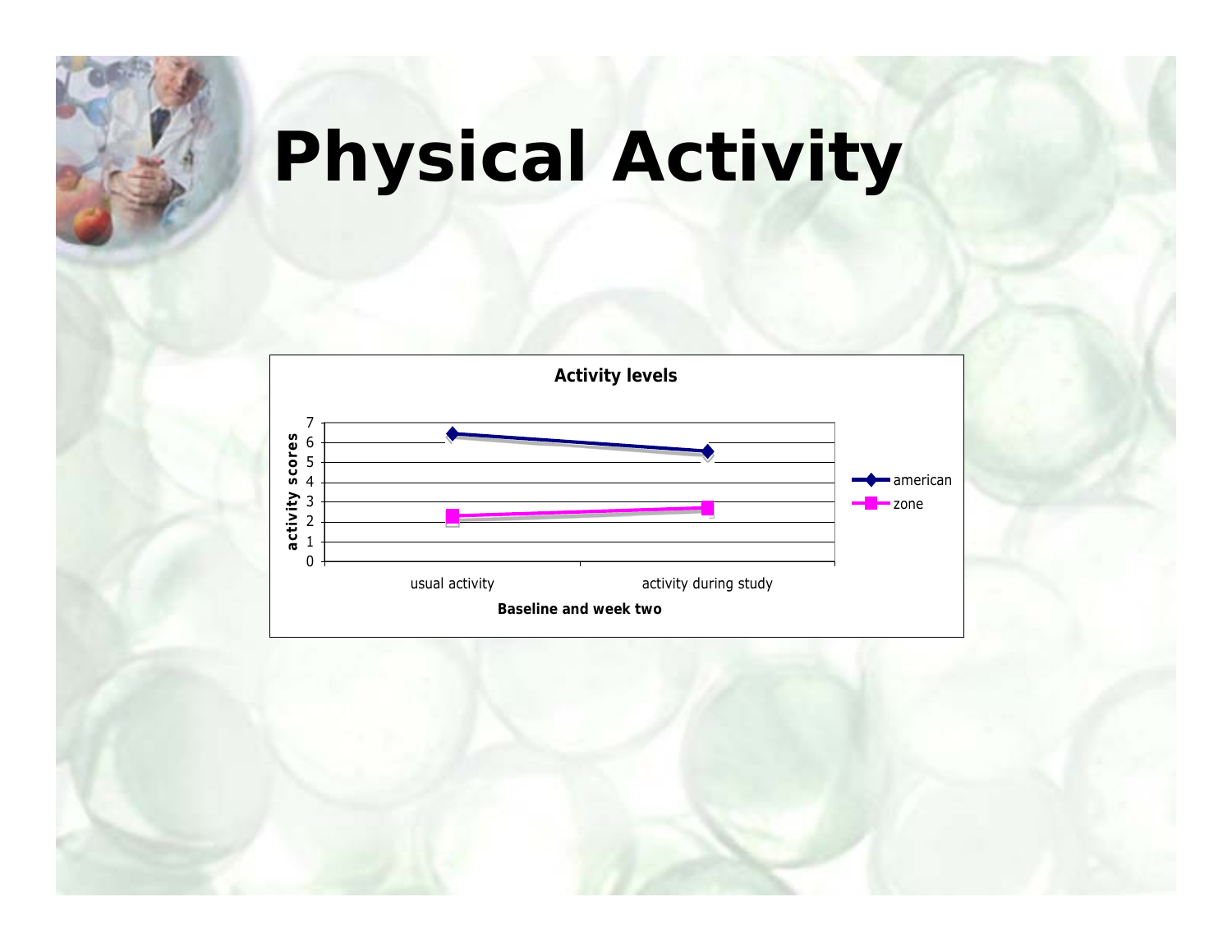# Physical Activity

**Activity levels**

activity scores

7
6
5
4
3
2
1
0

usual activity | activity during study

**Baseline and week two**

american
zone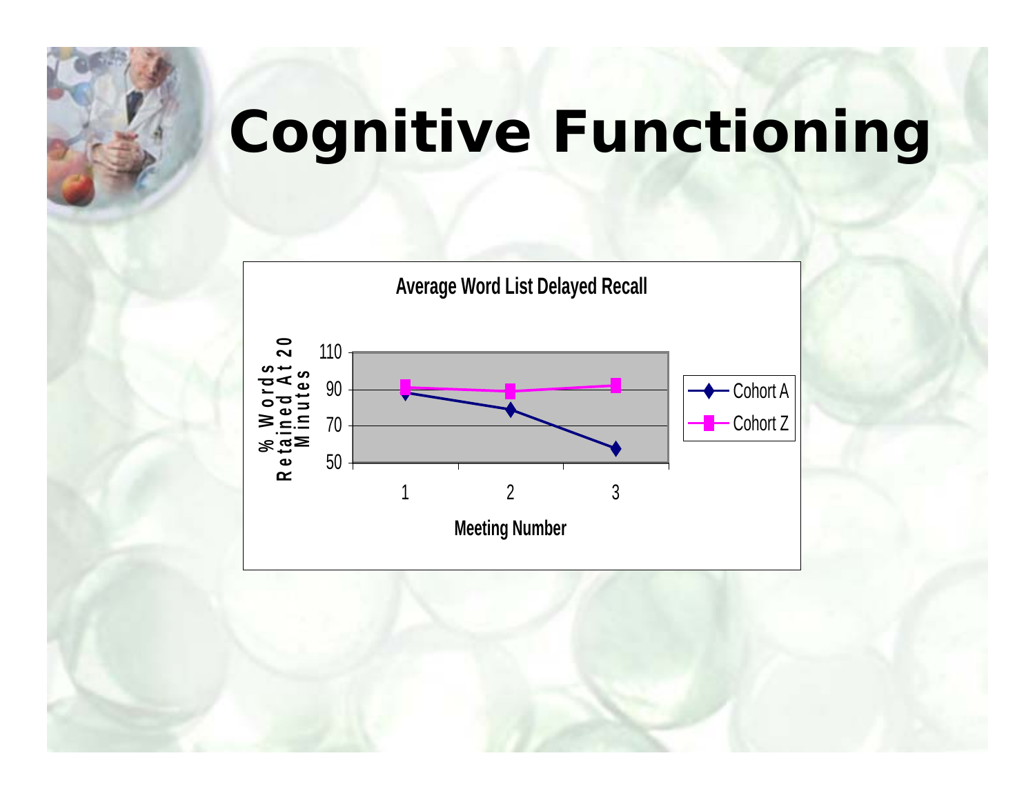# Cognitive Functioning

**Average Word List Delayed Recall**

% Words Retained At 20 Minutes

| Meeting Number | Cohort A | Cohort Z |
|---|---|---|
| 1 | 88 | 91 |
| 2 | 79 | 89 |
| 3 | 58 | 92 |

Meeting Number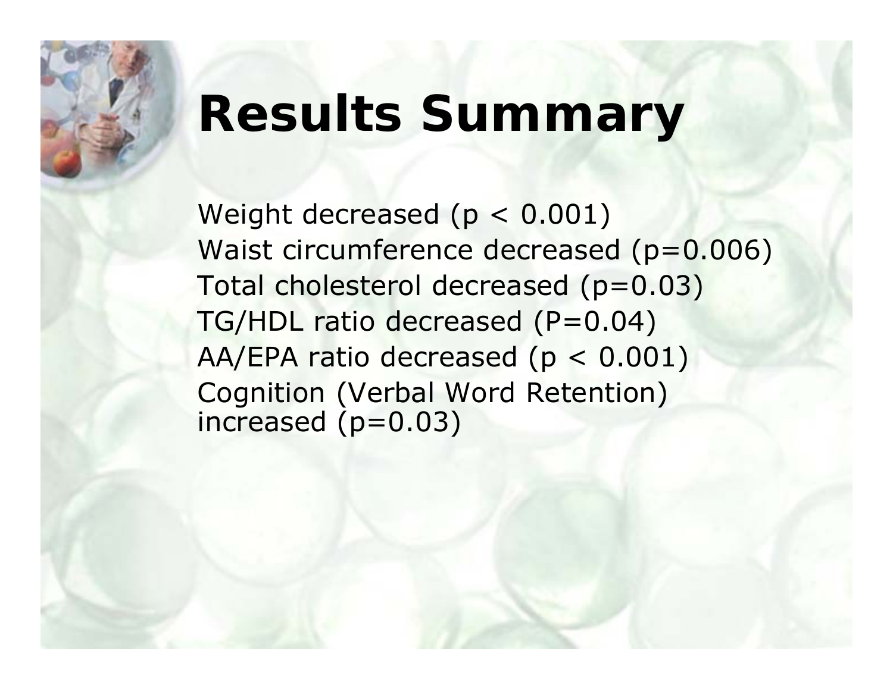# Results Summary

Weight decreased ($p < 0.001$)
Waist circumference decreased ($p=0.006$)
Total cholesterol decreased ($p=0.03$)
TG/HDL ratio decreased ($P=0.04$)
AA/EPA ratio decreased ($p < 0.001$)
Cognition (Verbal Word Retention) increased ($p=0.03$)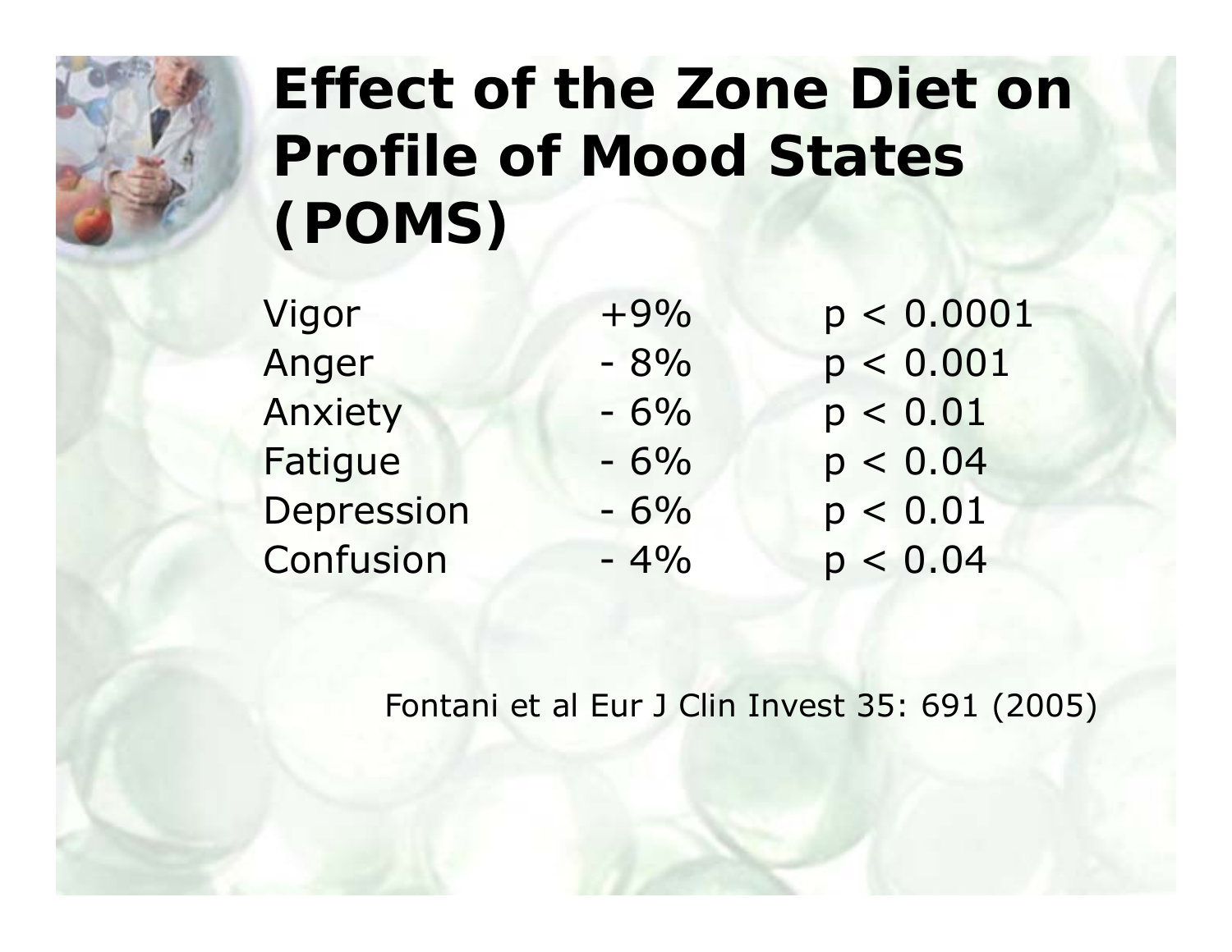# Effect of the Zone Diet on Profile of Mood States (POMS)

| | | |
|---|---|---|
| Vigor | +9% | $p < 0.0001$ |
| Anger | - 8% | $p < 0.001$ |
| Anxiety | - 6% | $p < 0.01$ |
| Fatigue | - 6% | $p < 0.04$ |
| Depression | - 6% | $p < 0.01$ |
| Confusion | - 4% | $p < 0.04$ |

Fontani et al Eur J Clin Invest 35: 691 (2005)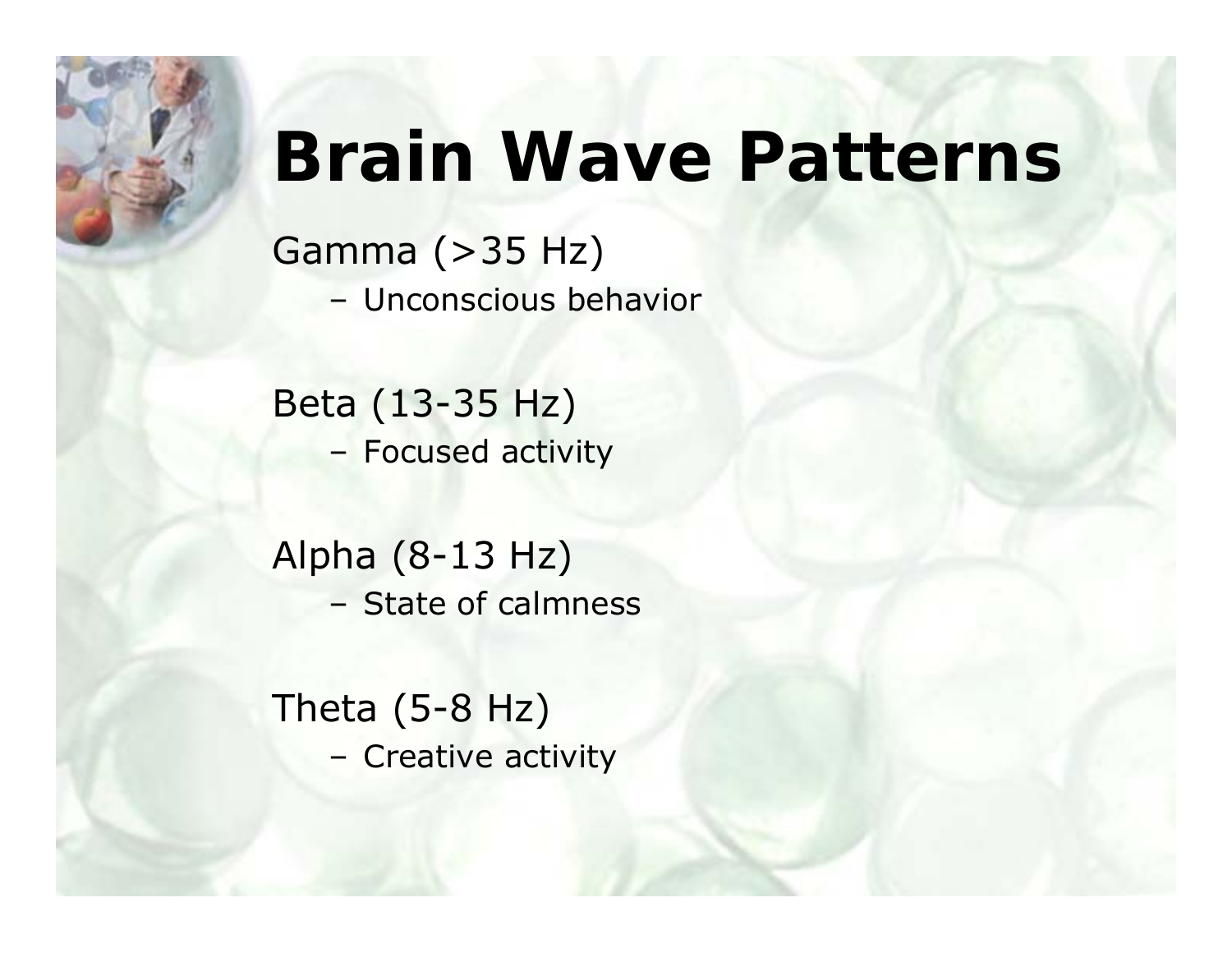# Brain Wave Patterns

Gamma (>35 Hz)
- Unconscious behavior

Beta (13-35 Hz)
- Focused activity

Alpha (8-13 Hz)
- State of calmness

Theta (5-8 Hz)
- Creative activity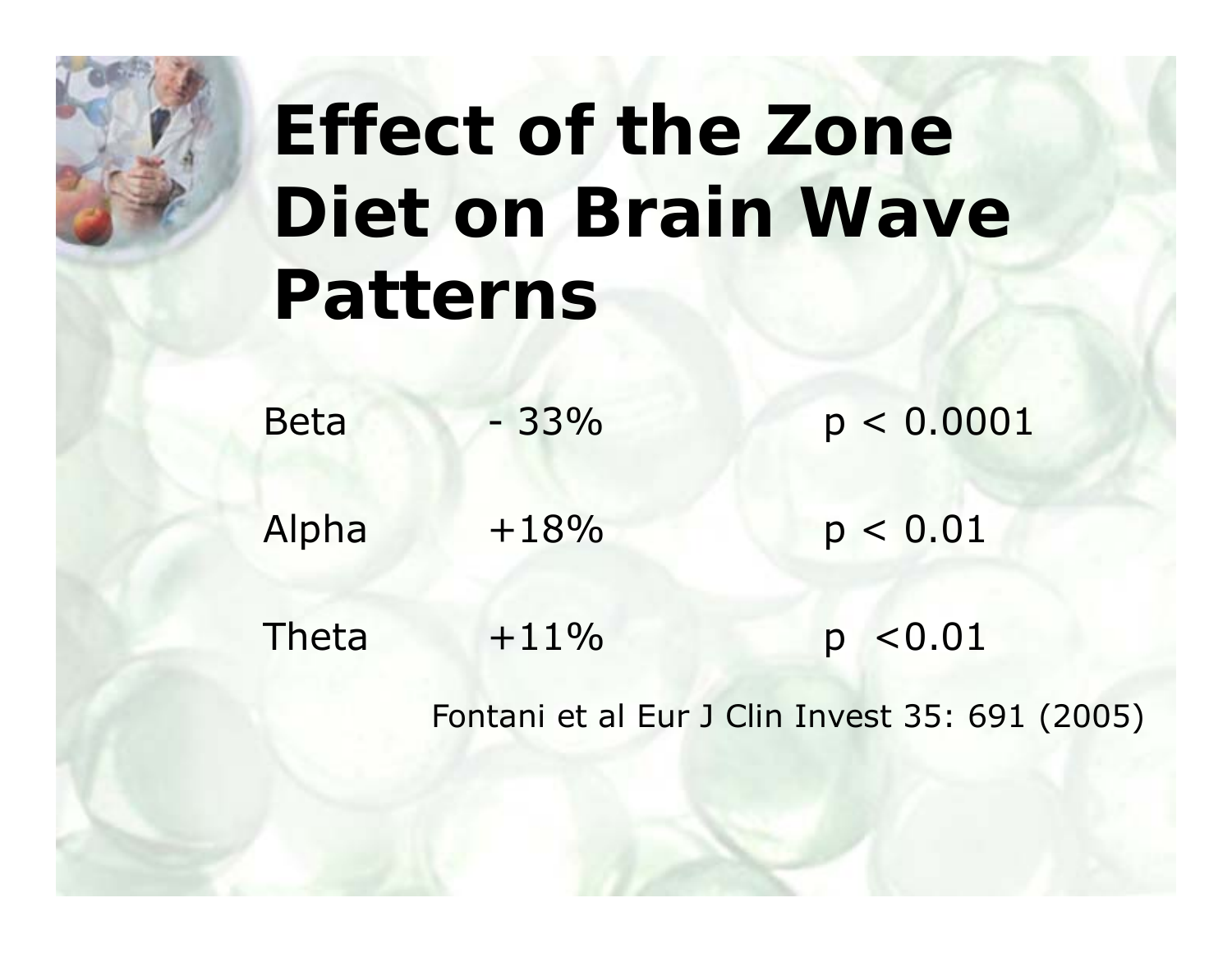# Effect of the Zone Diet on Brain Wave Patterns

| | | |
|---|---|---|
| Beta | - 33% | $p < 0.0001$ |
| Alpha | +18% | $p < 0.01$ |
| Theta | +11% | $p < 0.01$ |

Fontani et al Eur J Clin Invest 35: 691 (2005)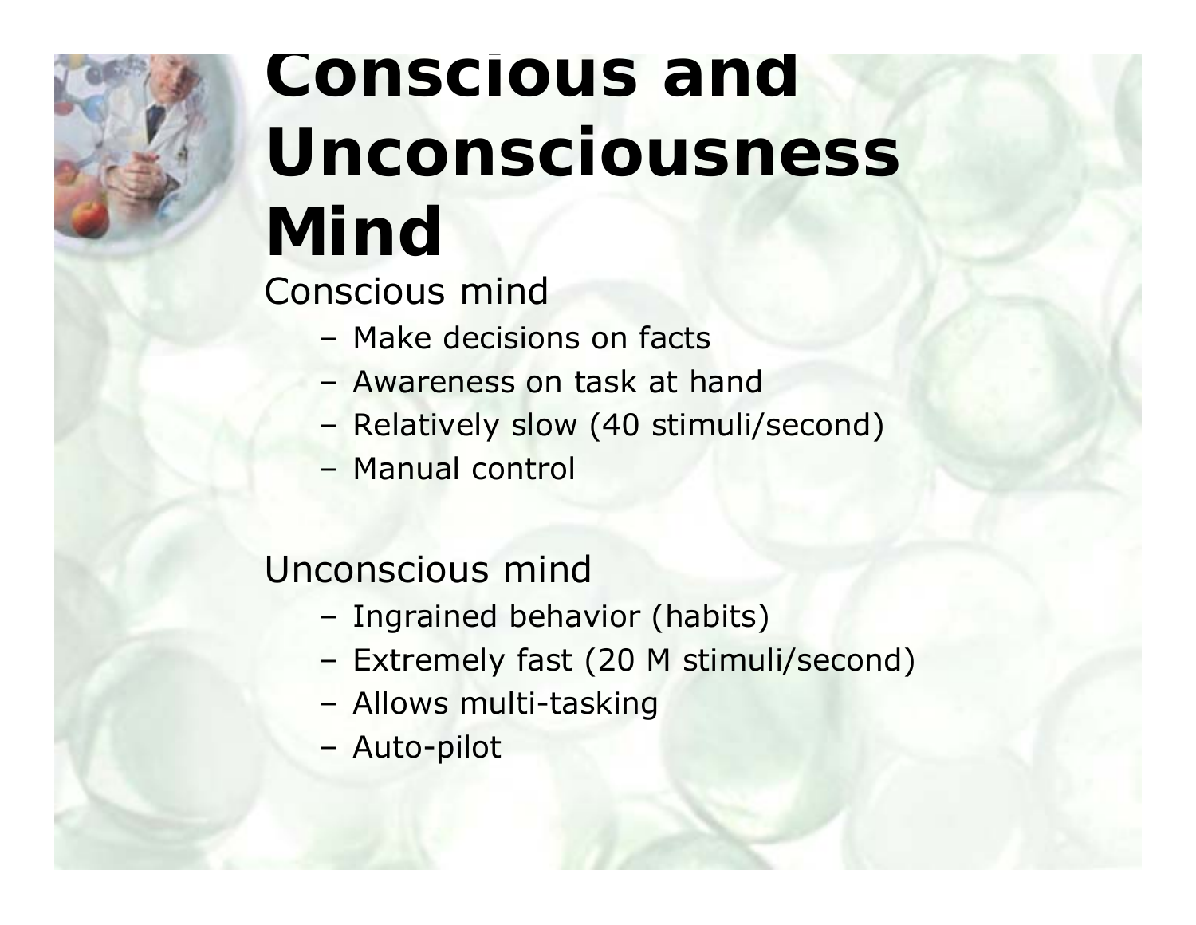# Conscious and Unconsciousness Mind

Conscious mind

- Make decisions on facts
- Awareness on task at hand
- Relatively slow (40 stimuli/second)
- Manual control

Unconscious mind

- Ingrained behavior (habits)
- Extremely fast (20 M stimuli/second)
- Allows multi-tasking
- Auto-pilot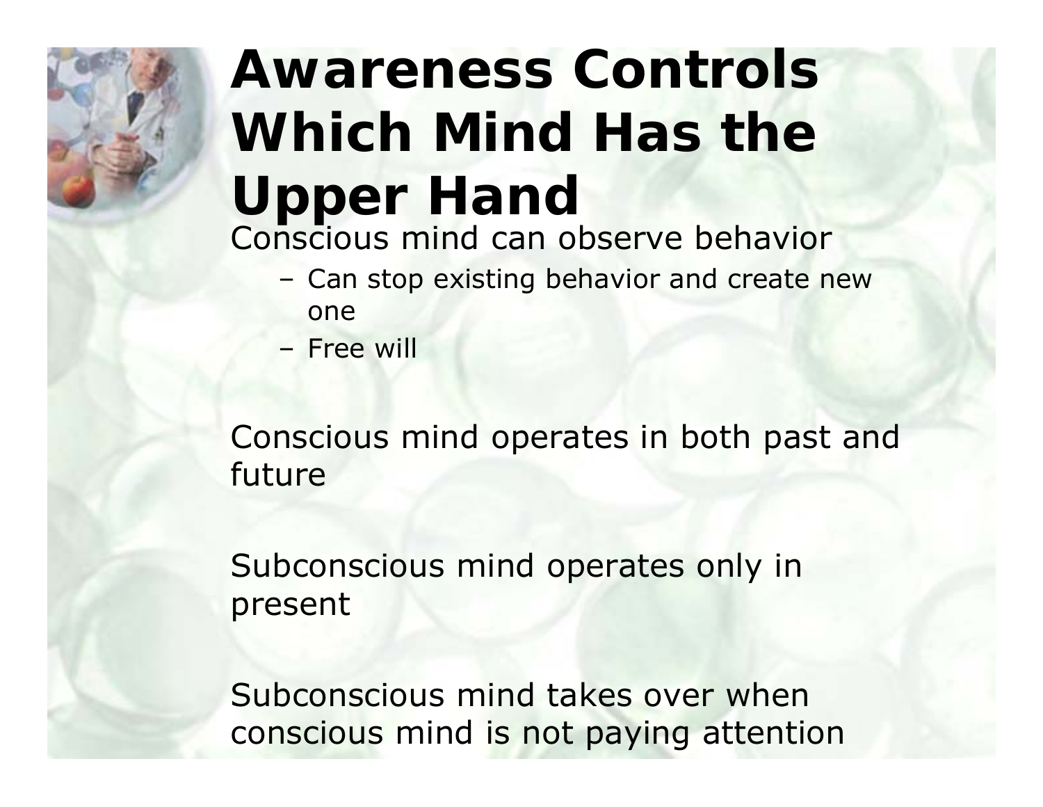# Awareness Controls Which Mind Has the Upper Hand

- Conscious mind can observe behavior
  - Can stop existing behavior and create new one
  - Free will
- Conscious mind operates in both past and future
- Subconscious mind operates only in present
- Subconscious mind takes over when conscious mind is not paying attention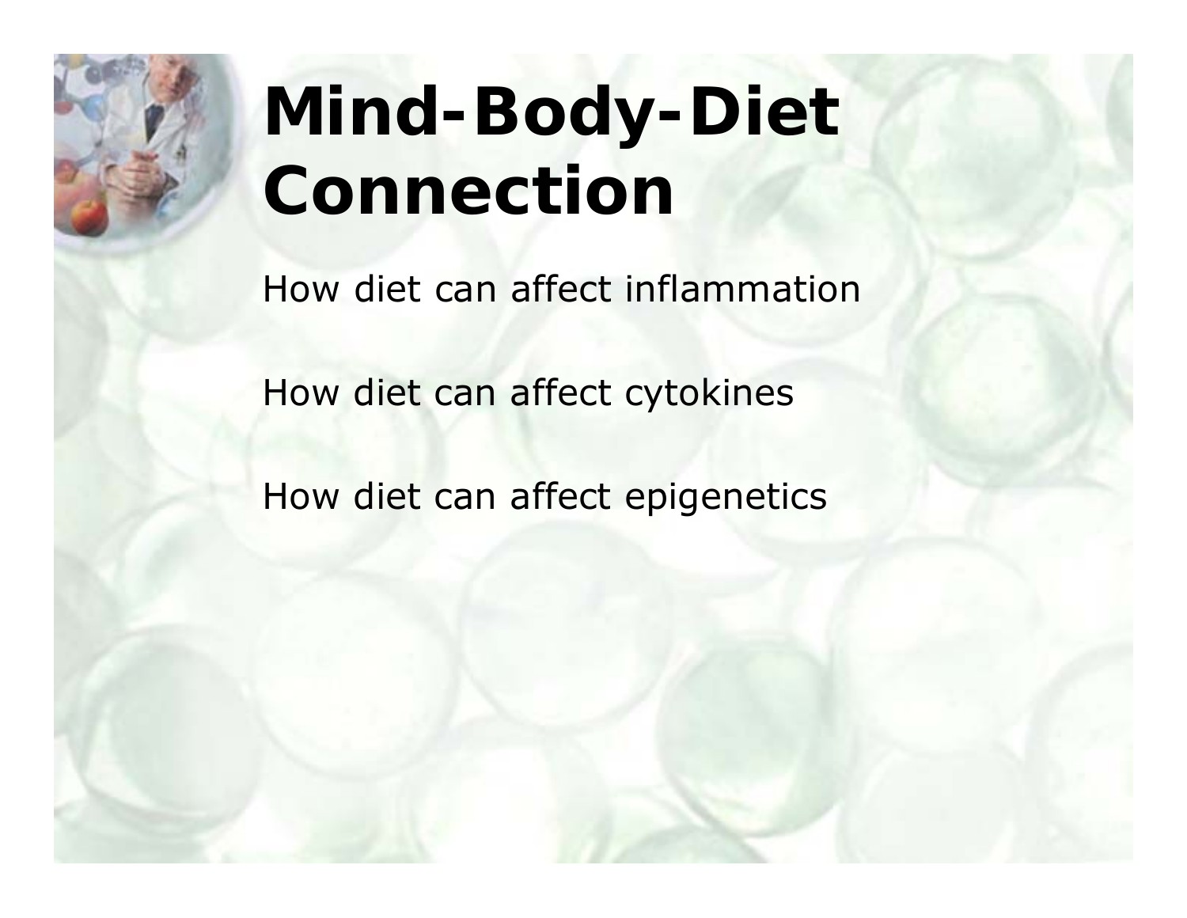# Mind-Body-Diet Connection

How diet can affect inflammation

How diet can affect cytokines

How diet can affect epigenetics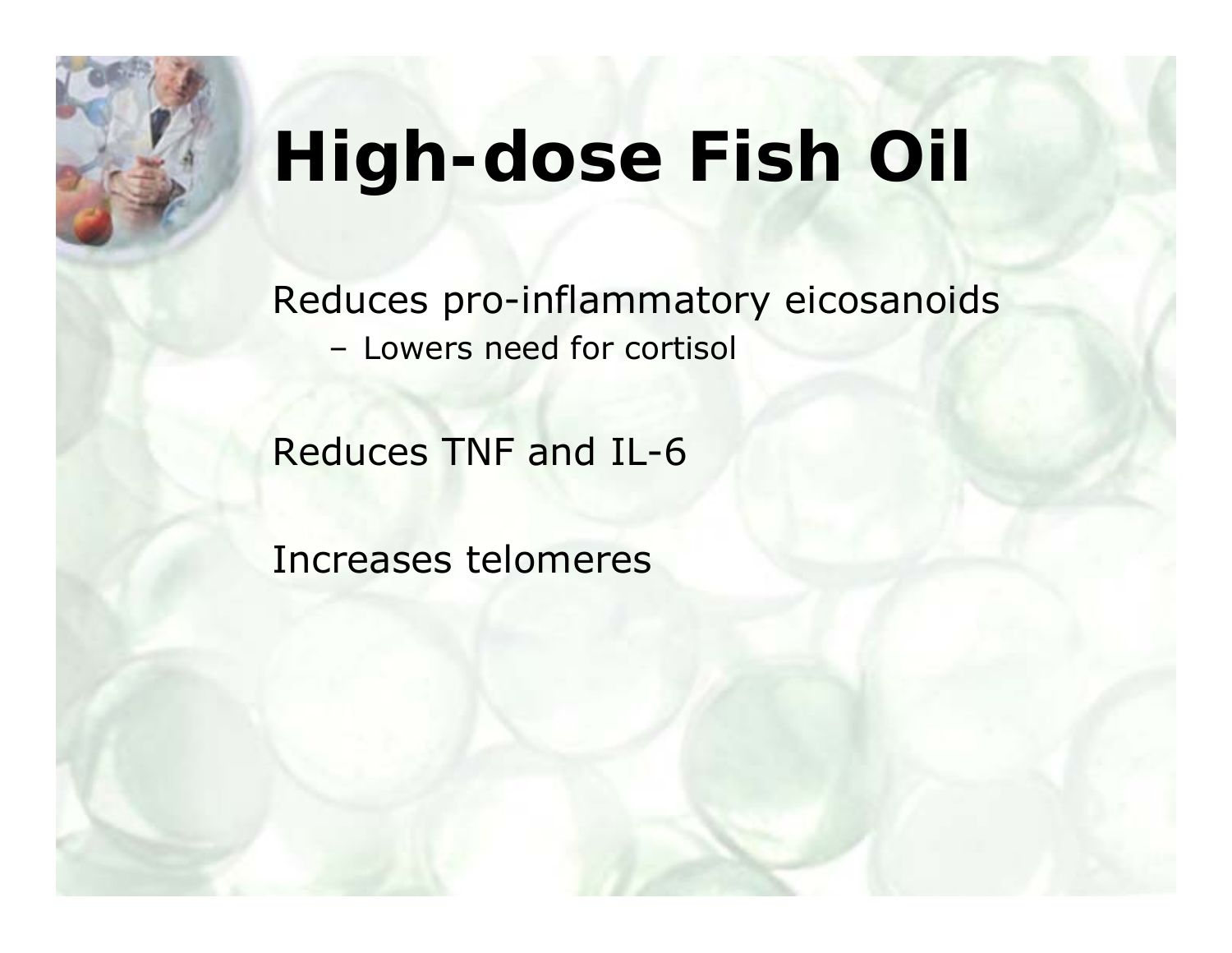# High-dose Fish Oil

Reduces pro-inflammatory eicosanoids

- Lowers need for cortisol

Reduces TNF and IL-6

Increases telomeres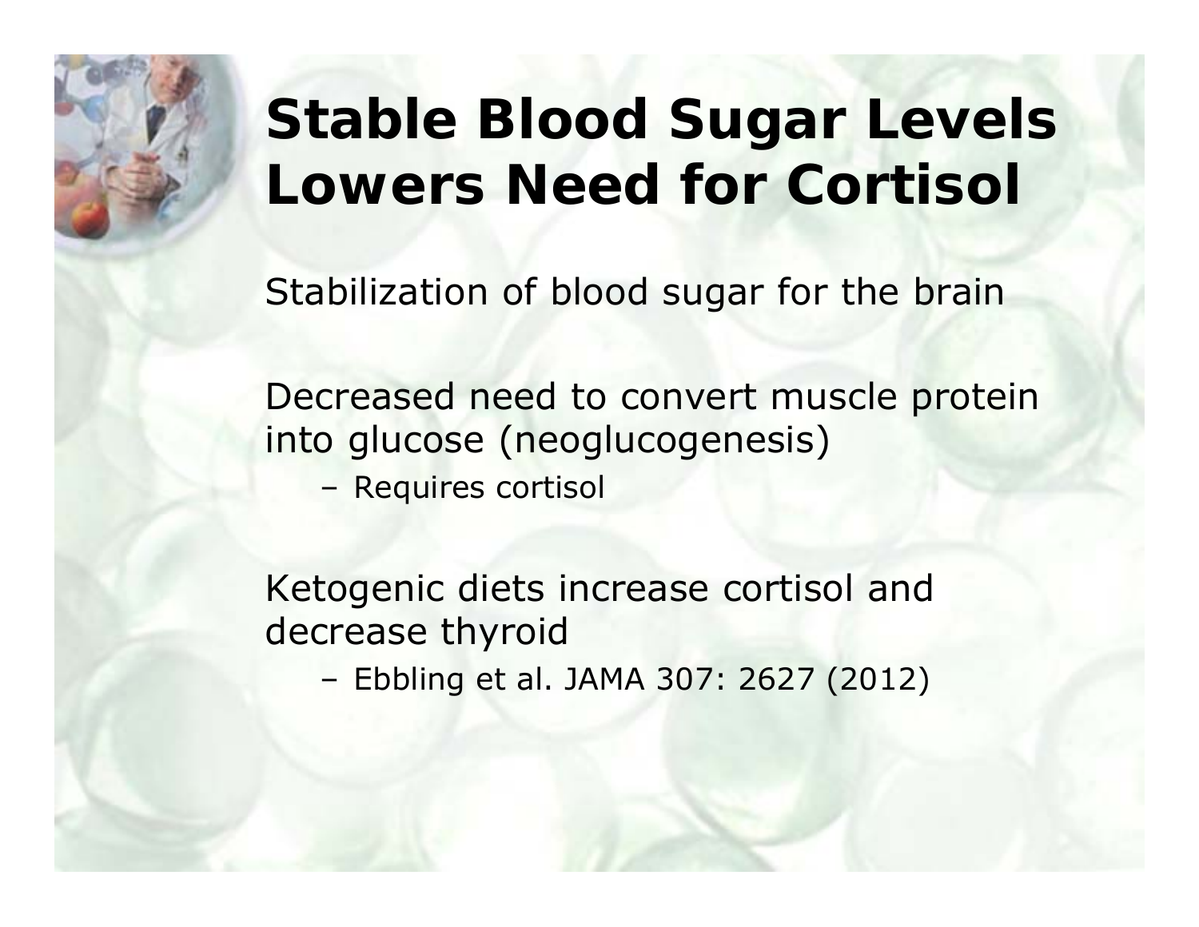# Stable Blood Sugar Levels Lowers Need for Cortisol

Stabilization of blood sugar for the brain

Decreased need to convert muscle protein into glucose (neoglucogenesis)

- Requires cortisol

Ketogenic diets increase cortisol and decrease thyroid

- Ebbling et al. JAMA 307: 2627 (2012)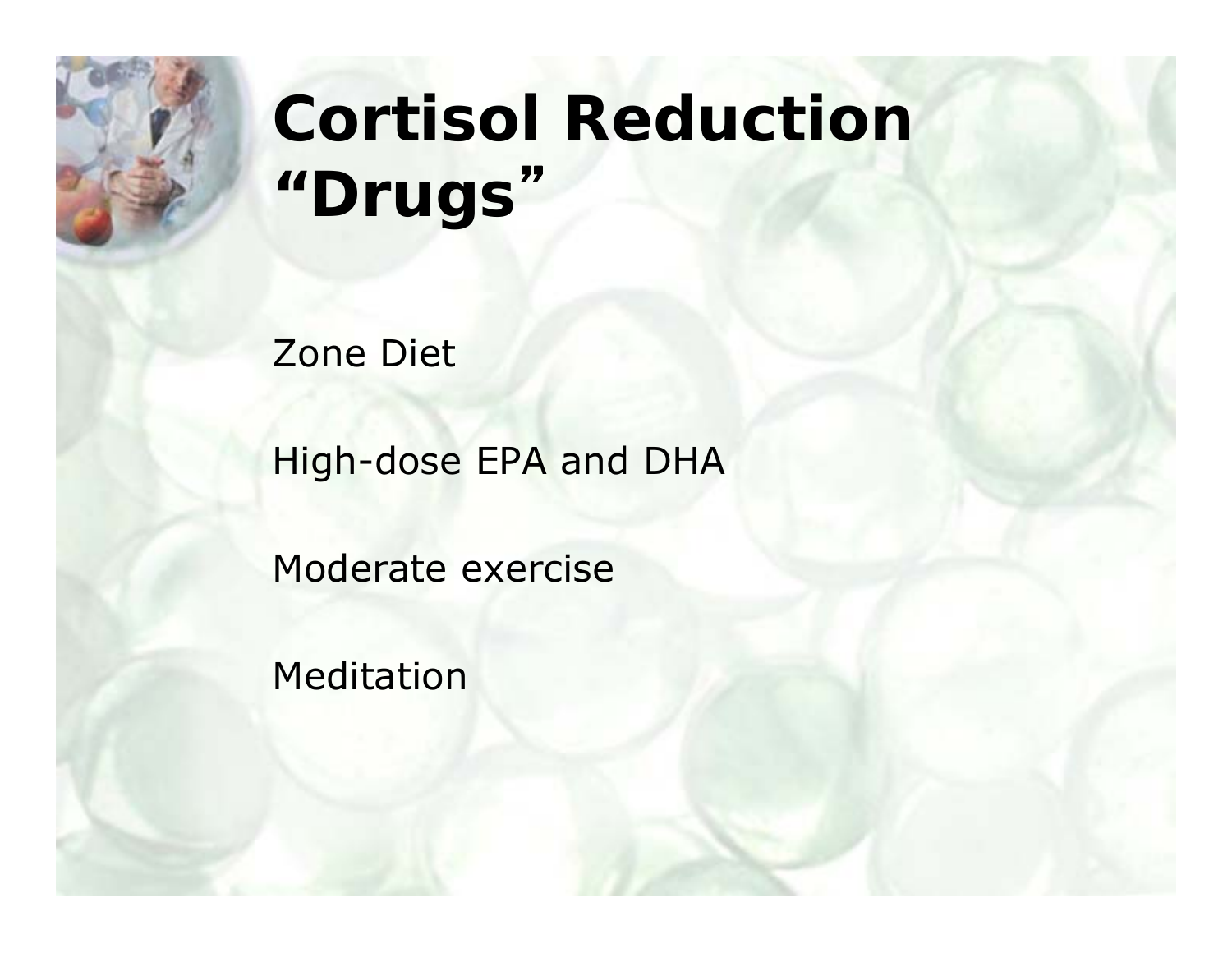# Cortisol Reduction "Drugs"

Zone Diet

High-dose EPA and DHA

Moderate exercise

Meditation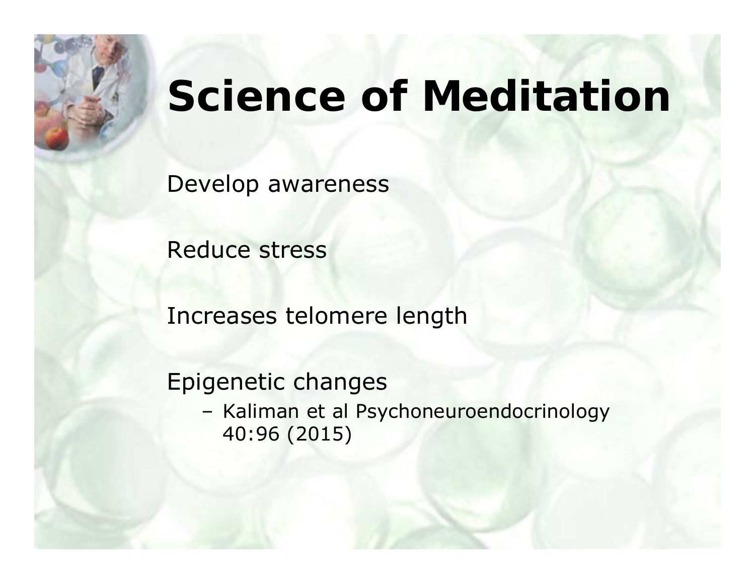# Science of Meditation

Develop awareness

Reduce stress

Increases telomere length

Epigenetic changes

- Kaliman et al Psychoneuroendocrinology 40:96 (2015)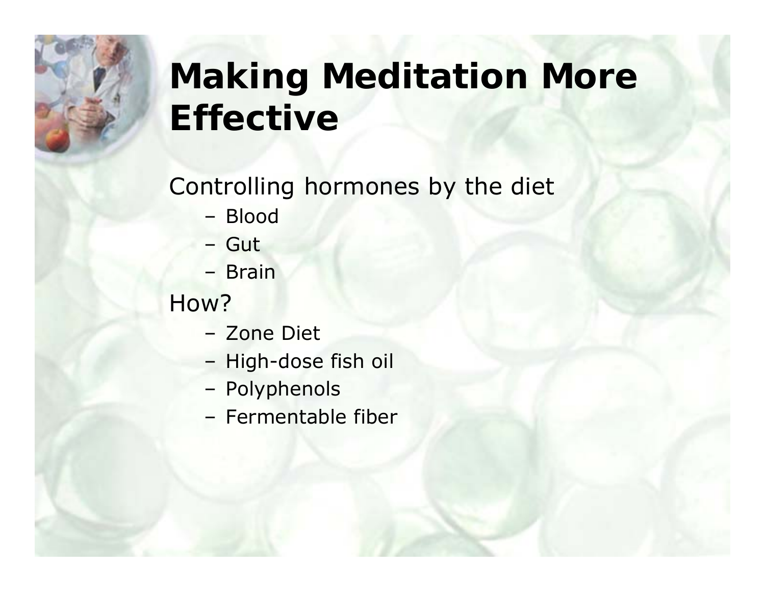# Making Meditation More Effective

Controlling hormones by the diet

- Blood
- Gut
- Brain

How?

- Zone Diet
- High-dose fish oil
- Polyphenols
- Fermentable fiber